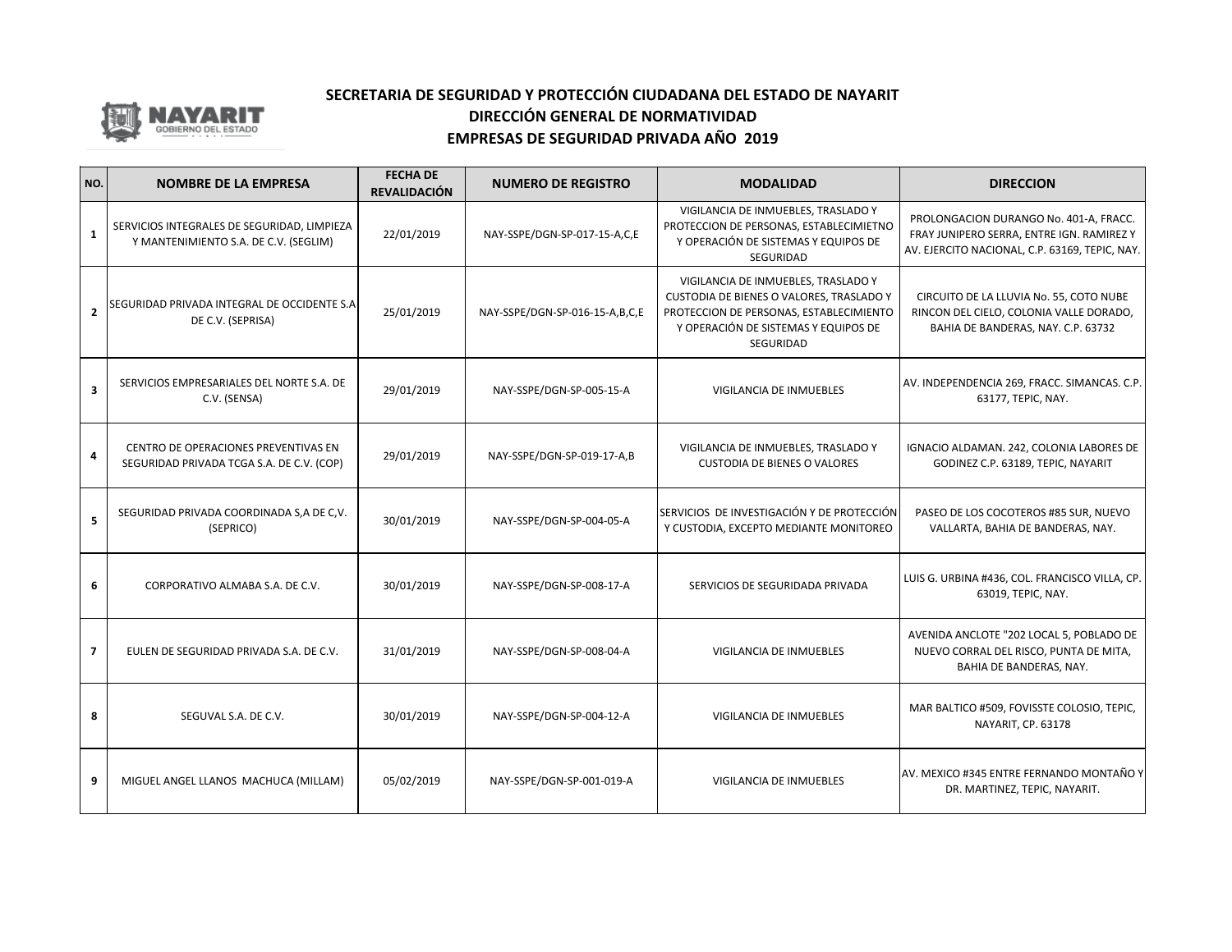## SECRETARIA DE SEGURIDAD Y PROTECCIÓN CIUDADANA DEL ESTADO DE NAYARIT
## DIRECCIÓN GENERAL DE NORMATIVIDAD
## EMPRESAS DE SEGURIDAD PRIVADA AÑO 2019

| NO. | NOMBRE DE LA EMPRESA | FECHA DE REVALIDACIÓN | NUMERO DE REGISTRO | MODALIDAD | DIRECCION |
|---|---|---|---|---|---|
| 1 | SERVICIOS INTEGRALES DE SEGURIDAD, LIMPIEZA Y MANTENIMIENTO S.A. DE C.V. (SEGLIM) | 22/01/2019 | NAY-SSPE/DGN-SP-017-15-A,C,E | VIGILANCIA DE INMUEBLES, TRASLADO Y PROTECCION DE PERSONAS, ESTABLECIMIETNO Y OPERACIÓN DE SISTEMAS Y EQUIPOS DE SEGURIDAD | PROLONGACION DURANGO No. 401-A, FRACC. FRAY JUNIPERO SERRA, ENTRE IGN. RAMIREZ Y AV. EJERCITO NACIONAL, C.P. 63169, TEPIC, NAY. |
| 2 | SEGURIDAD PRIVADA INTEGRAL DE OCCIDENTE S.A DE C.V. (SEPRISA) | 25/01/2019 | NAY-SSPE/DGN-SP-016-15-A,B,C,E | VIGILANCIA DE INMUEBLES, TRASLADO Y CUSTODIA DE BIENES O VALORES, TRASLADO Y PROTECCION DE PERSONAS, ESTABLECIMIENTO Y OPERACIÓN DE SISTEMAS Y EQUIPOS DE SEGURIDAD | CIRCUITO DE LA LLUVIA No. 55, COTO NUBE RINCON DEL CIELO, COLONIA VALLE DORADO, BAHIA DE BANDERAS, NAY. C.P. 63732 |
| 3 | SERVICIOS EMPRESARIALES DEL NORTE S.A. DE C.V. (SENSA) | 29/01/2019 | NAY-SSPE/DGN-SP-005-15-A | VIGILANCIA DE INMUEBLES | AV. INDEPENDENCIA 269, FRACC. SIMANCAS. C.P. 63177, TEPIC, NAY. |
| 4 | CENTRO DE OPERACIONES PREVENTIVAS EN SEGURIDAD PRIVADA TCGA S.A. DE C.V. (COP) | 29/01/2019 | NAY-SSPE/DGN-SP-019-17-A,B | VIGILANCIA DE INMUEBLES, TRASLADO Y CUSTODIA DE BIENES O VALORES | IGNACIO ALDAMAN. 242, COLONIA LABORES DE GODINEZ C.P. 63189, TEPIC, NAYARIT |
| 5 | SEGURIDAD PRIVADA COORDINADA S,A DE C,V. (SEPRICO) | 30/01/2019 | NAY-SSPE/DGN-SP-004-05-A | SERVICIOS DE INVESTIGACIÓN Y DE PROTECCIÓN Y CUSTODIA, EXCEPTO MEDIANTE MONITOREO | PASEO DE LOS COCOTEROS #85 SUR, NUEVO VALLARTA, BAHIA DE BANDERAS, NAY. |
| 6 | CORPORATIVO ALMABA S.A. DE C.V. | 30/01/2019 | NAY-SSPE/DGN-SP-008-17-A | SERVICIOS DE SEGURIDADA PRIVADA | LUIS G. URBINA #436, COL. FRANCISCO VILLA, CP. 63019, TEPIC, NAY. |
| 7 | EULEN DE SEGURIDAD PRIVADA S.A. DE C.V. | 31/01/2019 | NAY-SSPE/DGN-SP-008-04-A | VIGILANCIA DE INMUEBLES | AVENIDA ANCLOTE "202 LOCAL 5, POBLADO DE NUEVO CORRAL DEL RISCO, PUNTA DE MITA, BAHIA DE BANDERAS, NAY. |
| 8 | SEGUVAL S.A. DE C.V. | 30/01/2019 | NAY-SSPE/DGN-SP-004-12-A | VIGILANCIA DE INMUEBLES | MAR BALTICO #509, FOVISSTE COLOSIO, TEPIC, NAYARIT, CP. 63178 |
| 9 | MIGUEL ANGEL LLANOS MACHUCA (MILLAM) | 05/02/2019 | NAY-SSPE/DGN-SP-001-019-A | VIGILANCIA DE INMUEBLES | AV. MEXICO #345 ENTRE FERNANDO MONTAÑO Y DR. MARTINEZ, TEPIC, NAYARIT. |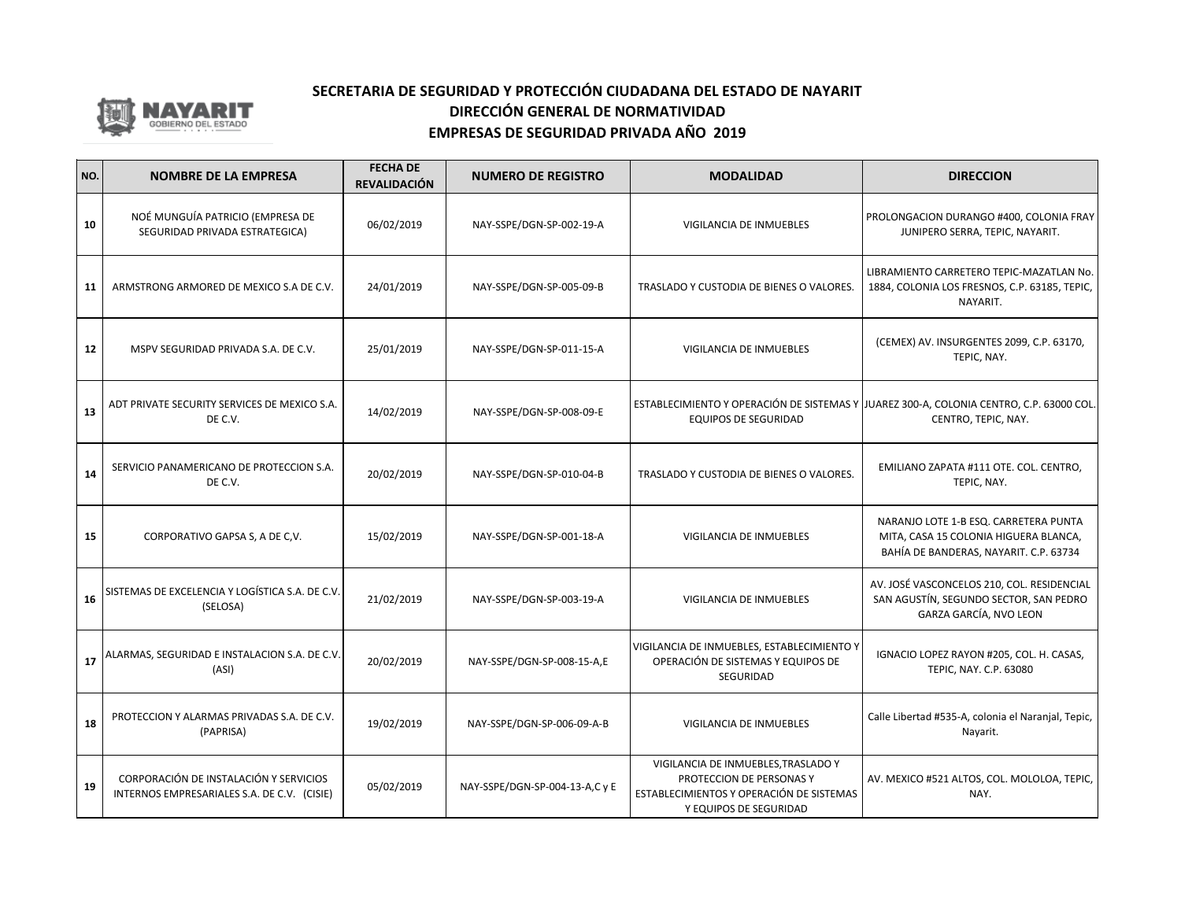**SECRETARIA DE SEGURIDAD Y PROTECCIÓN CIUDADANA DEL ESTADO DE NAYARIT**

**DIRECCIÓN GENERAL DE NORMATIVIDAD**

**EMPRESAS DE SEGURIDAD PRIVADA AÑO 2019**

| NO. | NOMBRE DE LA EMPRESA | FECHA DE REVALIDACIÓN | NUMERO DE REGISTRO | MODALIDAD | DIRECCION |
|---|---|---|---|---|---|
| 10 | NOÉ MUNGUÍA PATRICIO (EMPRESA DE SEGURIDAD PRIVADA ESTRATEGICA) | 06/02/2019 | NAY-SSPE/DGN-SP-002-19-A | VIGILANCIA DE INMUEBLES | PROLONGACION DURANGO #400, COLONIA FRAY JUNIPERO SERRA, TEPIC, NAYARIT. |
| 11 | ARMSTRONG ARMORED DE MEXICO S.A DE C.V. | 24/01/2019 | NAY-SSPE/DGN-SP-005-09-B | TRASLADO Y CUSTODIA DE BIENES O VALORES. | LIBRAMIENTO CARRETERO TEPIC-MAZATLAN No. 1884, COLONIA LOS FRESNOS, C.P. 63185, TEPIC, NAYARIT. |
| 12 | MSPV SEGURIDAD PRIVADA S.A. DE C.V. | 25/01/2019 | NAY-SSPE/DGN-SP-011-15-A | VIGILANCIA DE INMUEBLES | (CEMEX) AV. INSURGENTES 2099, C.P. 63170, TEPIC, NAY. |
| 13 | ADT PRIVATE SECURITY SERVICES DE MEXICO S.A. DE C.V. | 14/02/2019 | NAY-SSPE/DGN-SP-008-09-E | ESTABLECIMIENTO Y OPERACIÓN DE SISTEMAS Y EQUIPOS DE SEGURIDAD | JUAREZ 300-A, COLONIA CENTRO, C.P. 63000 COL. CENTRO, TEPIC, NAY. |
| 14 | SERVICIO PANAMERICANO DE PROTECCION S.A. DE C.V. | 20/02/2019 | NAY-SSPE/DGN-SP-010-04-B | TRASLADO Y CUSTODIA DE BIENES O VALORES. | EMILIANO ZAPATA #111 OTE. COL. CENTRO, TEPIC, NAY. |
| 15 | CORPORATIVO GAPSA S, A DE C,V. | 15/02/2019 | NAY-SSPE/DGN-SP-001-18-A | VIGILANCIA DE INMUEBLES | NARANJO LOTE 1-B ESQ. CARRETERA PUNTA MITA, CASA 15 COLONIA HIGUERA BLANCA, BAHÍA DE BANDERAS, NAYARIT. C.P. 63734 |
| 16 | SISTEMAS DE EXCELENCIA Y LOGÍSTICA S.A. DE C.V. (SELOSA) | 21/02/2019 | NAY-SSPE/DGN-SP-003-19-A | VIGILANCIA DE INMUEBLES | AV. JOSÉ VASCONCELOS 210, COL. RESIDENCIAL SAN AGUSTÍN, SEGUNDO SECTOR, SAN PEDRO GARZA GARCÍA, NVO LEON |
| 17 | ALARMAS, SEGURIDAD E INSTALACION S.A. DE C.V. (ASI) | 20/02/2019 | NAY-SSPE/DGN-SP-008-15-A,E | VIGILANCIA DE INMUEBLES, ESTABLECIMIENTO Y OPERACIÓN DE SISTEMAS Y EQUIPOS DE SEGURIDAD | IGNACIO LOPEZ RAYON #205, COL. H. CASAS, TEPIC, NAY. C.P. 63080 |
| 18 | PROTECCION Y ALARMAS PRIVADAS S.A. DE C.V. (PAPRISA) | 19/02/2019 | NAY-SSPE/DGN-SP-006-09-A-B | VIGILANCIA DE INMUEBLES | Calle Libertad #535-A, colonia el Naranjal, Tepic, Nayarit. |
| 19 | CORPORACIÓN DE INSTALACIÓN Y SERVICIOS INTERNOS EMPRESARIALES S.A. DE C.V. (CISIE) | 05/02/2019 | NAY-SSPE/DGN-SP-004-13-A,C y E | VIGILANCIA DE INMUEBLES,TRASLADO Y PROTECCION DE PERSONAS Y ESTABLECIMIENTOS Y OPERACIÓN DE SISTEMAS Y EQUIPOS DE SEGURIDAD | AV. MEXICO #521 ALTOS, COL. MOLOLOA, TEPIC, NAY. |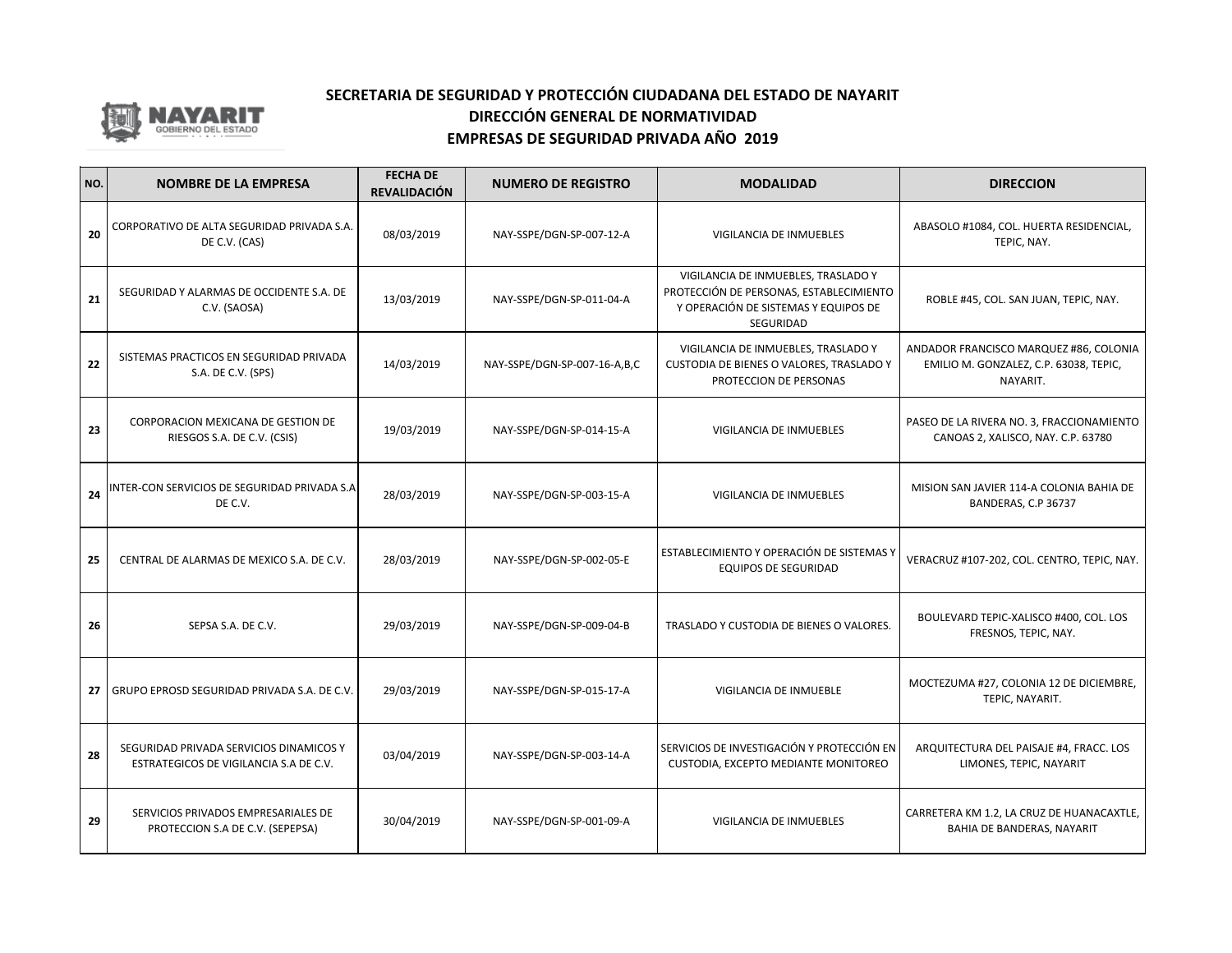# SECRETARIA DE SEGURIDAD Y PROTECCIÓN CIUDADANA DEL ESTADO DE NAYARIT
## DIRECCIÓN GENERAL DE NORMATIVIDAD
## EMPRESAS DE SEGURIDAD PRIVADA AÑO 2019

| NO. | NOMBRE DE LA EMPRESA | FECHA DE REVALIDACIÓN | NUMERO DE REGISTRO | MODALIDAD | DIRECCION |
|---|---|---|---|---|---|
| 20 | CORPORATIVO DE ALTA SEGURIDAD PRIVADA S.A. DE C.V. (CAS) | 08/03/2019 | NAY-SSPE/DGN-SP-007-12-A | VIGILANCIA DE INMUEBLES | ABASOLO #1084, COL. HUERTA RESIDENCIAL, TEPIC, NAY. |
| 21 | SEGURIDAD Y ALARMAS DE OCCIDENTE S.A. DE C.V. (SAOSA) | 13/03/2019 | NAY-SSPE/DGN-SP-011-04-A | VIGILANCIA DE INMUEBLES, TRASLADO Y PROTECCIÓN DE PERSONAS, ESTABLECIMIENTO Y OPERACIÓN DE SISTEMAS Y EQUIPOS DE SEGURIDAD | ROBLE #45, COL. SAN JUAN, TEPIC, NAY. |
| 22 | SISTEMAS PRACTICOS EN SEGURIDAD PRIVADA S.A. DE C.V. (SPS) | 14/03/2019 | NAY-SSPE/DGN-SP-007-16-A,B,C | VIGILANCIA DE INMUEBLES, TRASLADO Y CUSTODIA DE BIENES O VALORES, TRASLADO Y PROTECCION DE PERSONAS | ANDADOR FRANCISCO MARQUEZ #86, COLONIA EMILIO M. GONZALEZ, C.P. 63038, TEPIC, NAYARIT. |
| 23 | CORPORACION MEXICANA DE GESTION DE RIESGOS S.A. DE C.V. (CSIS) | 19/03/2019 | NAY-SSPE/DGN-SP-014-15-A | VIGILANCIA DE INMUEBLES | PASEO DE LA RIVERA NO. 3, FRACCIONAMIENTO CANOAS 2, XALISCO, NAY. C.P. 63780 |
| 24 | INTER-CON SERVICIOS DE SEGURIDAD PRIVADA S.A DE C.V. | 28/03/2019 | NAY-SSPE/DGN-SP-003-15-A | VIGILANCIA DE INMUEBLES | MISION SAN JAVIER 114-A COLONIA BAHIA DE BANDERAS, C.P 36737 |
| 25 | CENTRAL DE ALARMAS DE MEXICO S.A. DE C.V. | 28/03/2019 | NAY-SSPE/DGN-SP-002-05-E | ESTABLECIMIENTO Y OPERACIÓN DE SISTEMAS Y EQUIPOS DE SEGURIDAD | VERACRUZ #107-202, COL. CENTRO, TEPIC, NAY. |
| 26 | SEPSA S.A. DE C.V. | 29/03/2019 | NAY-SSPE/DGN-SP-009-04-B | TRASLADO Y CUSTODIA DE BIENES O VALORES. | BOULEVARD TEPIC-XALISCO #400, COL. LOS FRESNOS, TEPIC, NAY. |
| 27 | GRUPO EPROSD SEGURIDAD PRIVADA S.A. DE C.V. | 29/03/2019 | NAY-SSPE/DGN-SP-015-17-A | VIGILANCIA DE INMUEBLE | MOCTEZUMA #27, COLONIA 12 DE DICIEMBRE, TEPIC, NAYARIT. |
| 28 | SEGURIDAD PRIVADA SERVICIOS DINAMICOS Y ESTRATEGICOS DE VIGILANCIA S.A DE C.V. | 03/04/2019 | NAY-SSPE/DGN-SP-003-14-A | SERVICIOS DE INVESTIGACIÓN Y PROTECCIÓN EN CUSTODIA, EXCEPTO MEDIANTE MONITOREO | ARQUITECTURA DEL PAISAJE #4, FRACC. LOS LIMONES, TEPIC, NAYARIT |
| 29 | SERVICIOS PRIVADOS EMPRESARIALES DE PROTECCION S.A DE C.V. (SEPEPSA) | 30/04/2019 | NAY-SSPE/DGN-SP-001-09-A | VIGILANCIA DE INMUEBLES | CARRETERA KM 1.2, LA CRUZ DE HUANACAXTLE, BAHIA DE BANDERAS, NAYARIT |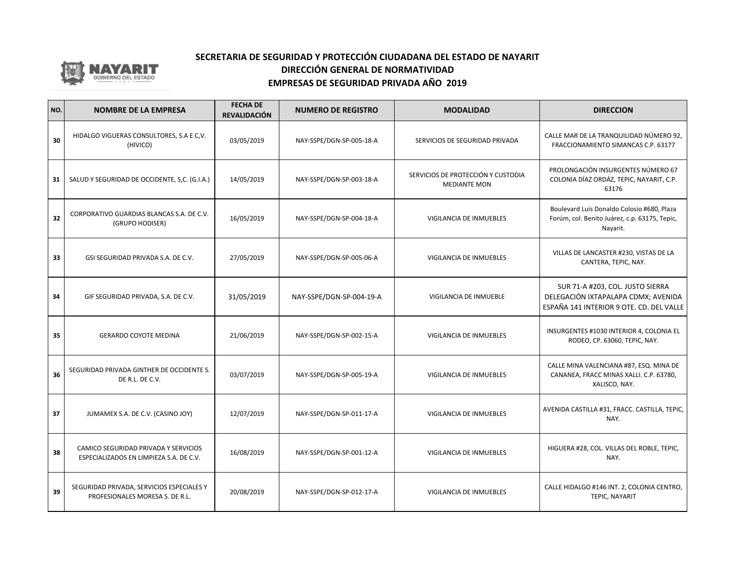## SECRETARIA DE SEGURIDAD Y PROTECCIÓN CIUDADANA DEL ESTADO DE NAYARIT
## DIRECCIÓN GENERAL DE NORMATIVIDAD
## EMPRESAS DE SEGURIDAD PRIVADA AÑO 2019

| NO. | NOMBRE DE LA EMPRESA | FECHA DE REVALIDACIÓN | NUMERO DE REGISTRO | MODALIDAD | DIRECCION |
|---|---|---|---|---|---|
| 30 | HIDALGO VIGUERAS CONSULTORES, S.A E C,V. (HIVICO) | 03/05/2019 | NAY-SSPE/DGN-SP-005-18-A | SERVICIOS DE SEGURIDAD PRIVADA | CALLE MAR DE LA TRANQUILIDAD NÚMERO 92, FRACCIONAMIENTO SIMANCAS C.P. 63177 |
| 31 | SALUD Y SEGURIDAD DE OCCIDENTE, S,C. (G.I.A.) | 14/05/2019 | NAY-SSPE/DGN-SP-003-18-A | SERVICIOS DE PROTECCIÓN Y CUSTODIA MEDIANTE MON | PROLONGACIÓN INSURGENTES NÚMERO 67 COLONIA DÍAZ ORDÁZ, TEPIC, NAYARIT, C.P. 63176 |
| 32 | CORPORATIVO GUARDIAS BLANCAS S.A. DE C.V. (GRUPO HODISER) | 16/05/2019 | NAY-SSPE/DGN-SP-004-18-A | VIGILANCIA DE INMUEBLES | Boulevard Luis Donaldo Colosio #680, Plaza Forúm, col. Benito Juárez, c.p. 63175, Tepic, Nayarit. |
| 33 | GSI SEGURIDAD PRIVADA S.A. DE C.V. | 27/05/2019 | NAY-SSPE/DGN-SP-005-06-A | VIGILANCIA DE INMUEBLES | VILLAS DE LANCASTER #230, VISTAS DE LA CANTERA, TEPIC, NAY. |
| 34 | GIF SEGURIDAD PRIVADA, S.A. DE C.V. | 31/05/2019 | NAY-SSPE/DGN-SP-004-19-A | VIGILANCIA DE INMUEBLE | SUR 71-A #203, COL. JUSTO SIERRA DELEGACIÓN IXTAPALAPA CDMX; AVENIDA ESPAÑA 141 INTERIOR 9 OTE. CD. DEL VALLE |
| 35 | GERARDO COYOTE MEDINA | 21/06/2019 | NAY-SSPE/DGN-SP-002-15-A | VIGILANCIA DE INMUEBLES | INSURGENTES #1030 INTERIOR 4, COLONIA EL RODEO, CP. 63060, TEPIC, NAY. |
| 36 | SEGURIDAD PRIVADA GINTHER DE OCCIDENTE S. DE R.L. DE C.V. | 03/07/2019 | NAY-SSPE/DGN-SP-005-19-A | VIGILANCIA DE INMUEBLES | CALLE MINA VALENCIANA #87, ESQ. MINA DE CANANEA, FRACC MINAS XALLI. C.P. 63780, XALISCO, NAY. |
| 37 | JUMAMEX S.A. DE C.V. (CASINO JOY) | 12/07/2019 | NAY-SSPE/DGN-SP-011-17-A | VIGILANCIA DE INMUEBLES | AVENIDA CASTILLA #31, FRACC. CASTILLA, TEPIC, NAY. |
| 38 | CAMICO SEGURIDAD PRIVADA Y SERVICIOS ESPECIALIZADOS EN LIMPIEZA S.A. DE C.V. | 16/08/2019 | NAY-SSPE/DGN-SP-001-12-A | VIGILANCIA DE INMUEBLES | HIGUERA #28, COL. VILLAS DEL ROBLE, TEPIC, NAY. |
| 39 | SEGURIDAD PRIVADA, SERVICIOS ESPECIALES Y PROFESIONALES MORESA S. DE R.L. | 20/08/2019 | NAY-SSPE/DGN-SP-012-17-A | VIGILANCIA DE INMUEBLES | CALLE HIDALGO #146 INT. 2, COLONIA CENTRO, TEPIC, NAYARIT |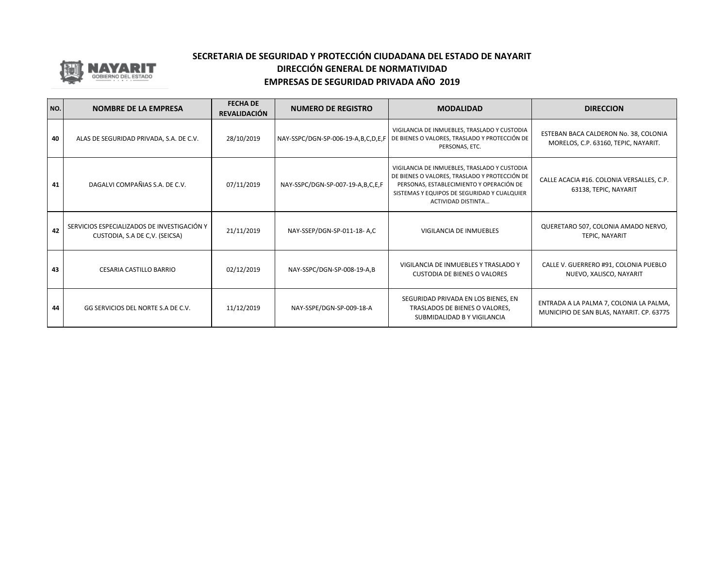**SECRETARIA DE SEGURIDAD Y PROTECCIÓN CIUDADANA DEL ESTADO DE NAYARIT**
**DIRECCIÓN GENERAL DE NORMATIVIDAD**
**EMPRESAS DE SEGURIDAD PRIVADA AÑO 2019**

| NO. | NOMBRE DE LA EMPRESA | FECHA DE REVALIDACIÓN | NUMERO DE REGISTRO | MODALIDAD | DIRECCION |
|---|---|---|---|---|---|
| 40 | ALAS DE SEGURIDAD PRIVADA, S.A. DE C.V. | 28/10/2019 | NAY-SSPC/DGN-SP-006-19-A,B,C,D,E,F | VIGILANCIA DE INMUEBLES, TRASLADO Y CUSTODIA DE BIENES O VALORES, TRASLADO Y PROTECCIÓN DE PERSONAS, ETC. | ESTEBAN BACA CALDERON No. 38, COLONIA MORELOS, C.P. 63160, TEPIC, NAYARIT. |
| 41 | DAGALVI COMPAÑIAS S.A. DE C.V. | 07/11/2019 | NAY-SSPC/DGN-SP-007-19-A,B,C,E,F | VIGILANCIA DE INMUEBLES, TRASLADO Y CUSTODIA DE BIENES O VALORES, TRASLADO Y PROTECCIÓN DE PERSONAS, ESTABLECIMIENTO Y OPERACIÓN DE SISTEMAS Y EQUIPOS DE SEGURIDAD Y CUALQUIER ACTIVIDAD DISTINTA… | CALLE ACACIA #16. COLONIA VERSALLES, C.P. 63138, TEPIC, NAYARIT |
| 42 | SERVICIOS ESPECIALIZADOS DE INVESTIGACIÓN Y CUSTODIA, S.A DE C,V. (SEICSA) | 21/11/2019 | NAY-SSEP/DGN-SP-011-18- A,C | VIGILANCIA DE INMUEBLES | QUERETARO 507, COLONIA AMADO NERVO, TEPIC, NAYARIT |
| 43 | CESARIA CASTILLO BARRIO | 02/12/2019 | NAY-SSPC/DGN-SP-008-19-A,B | VIGILANCIA DE INMUEBLES Y TRASLADO Y CUSTODIA DE BIENES O VALORES | CALLE V. GUERRERO #91, COLONIA PUEBLO NUEVO, XALISCO, NAYARIT |
| 44 | GG SERVICIOS DEL NORTE S.A DE C.V. | 11/12/2019 | NAY-SSPE/DGN-SP-009-18-A | SEGURIDAD PRIVADA EN LOS BIENES, EN TRASLADOS DE BIENES O VALORES, SUBMIDALIDAD B Y VIGILANCIA | ENTRADA A LA PALMA 7, COLONIA LA PALMA, MUNICIPIO DE SAN BLAS, NAYARIT. CP. 63775 |